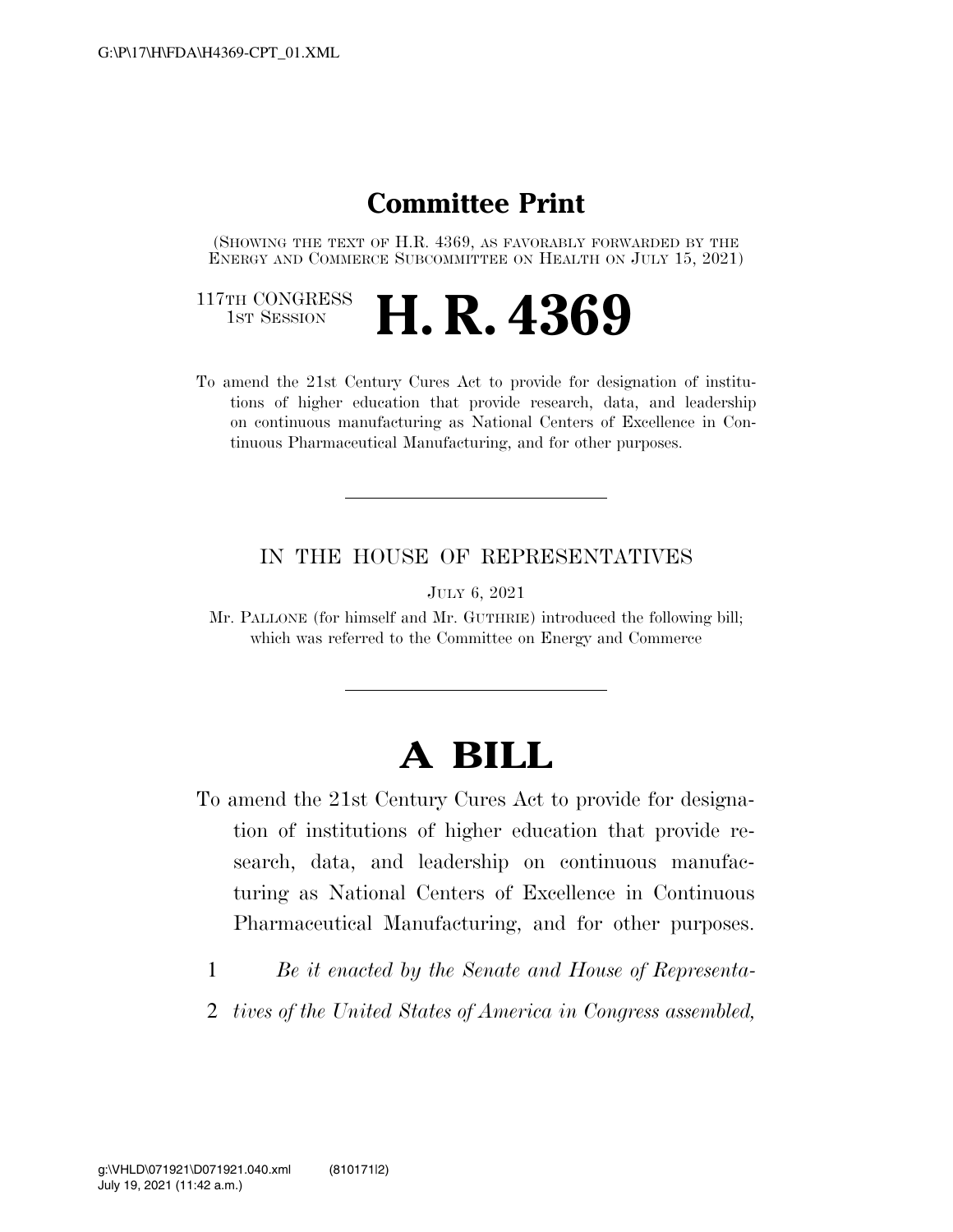# Committee Print

(Showing the text of H.R. 4369, as favorably forwarded by the Energy and Commerce Subcommittee on Health on July 15, 2021)

117th CONGRESS
1st Session

# H. R. 4369

To amend the 21st Century Cures Act to provide for designation of institutions of higher education that provide research, data, and leadership on continuous manufacturing as National Centers of Excellence in Continuous Pharmaceutical Manufacturing, and for other purposes.

---

IN THE HOUSE OF REPRESENTATIVES

July 6, 2021

Mr. Pallone (for himself and Mr. Guthrie) introduced the following bill; which was referred to the Committee on Energy and Commerce

---

# A BILL

To amend the 21st Century Cures Act to provide for designation of institutions of higher education that provide research, data, and leadership on continuous manufacturing as National Centers of Excellence in Continuous Pharmaceutical Manufacturing, and for other purposes.

1 *Be it enacted by the Senate and House of Representa-*
2 *tives of the United States of America in Congress assembled,*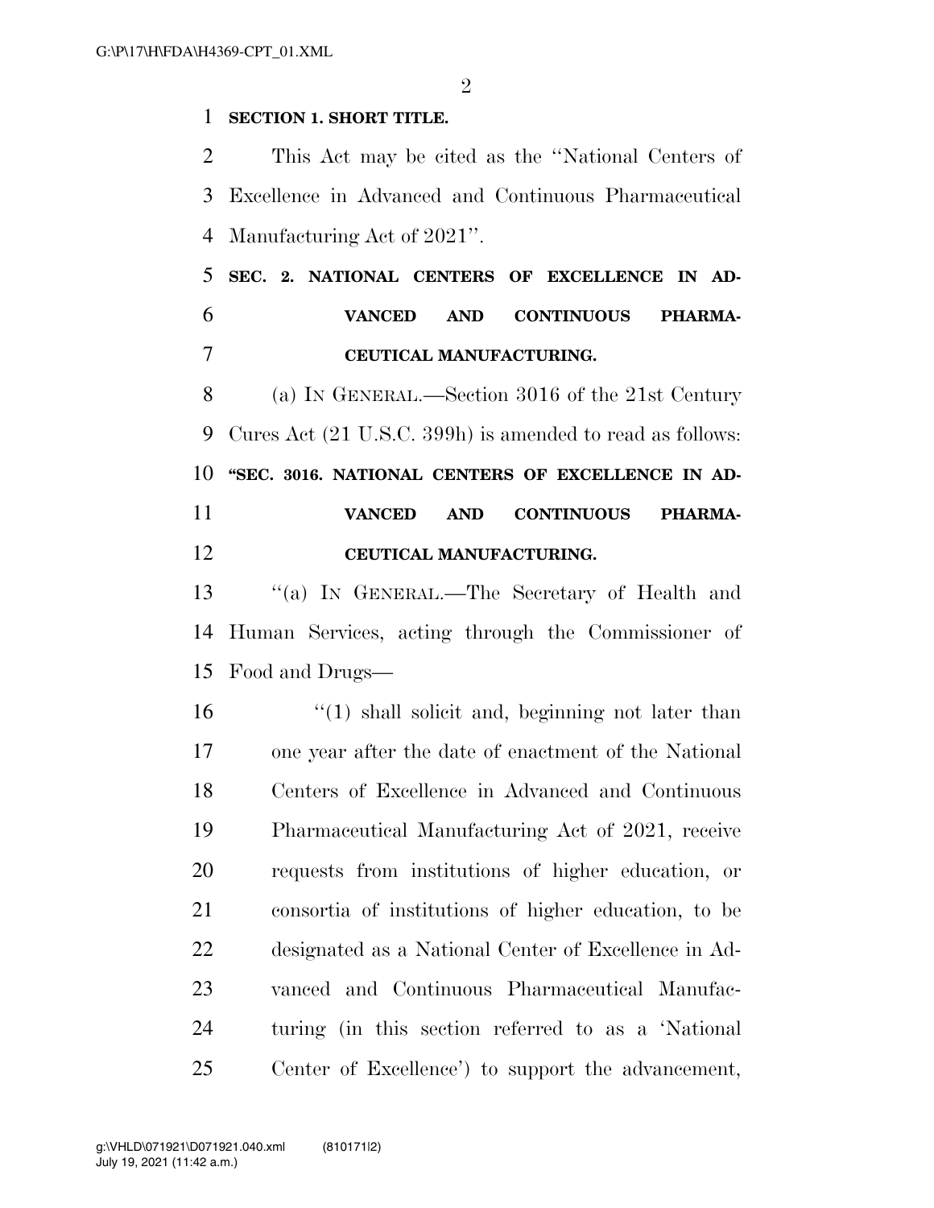**SECTION 1. SHORT TITLE.**

This Act may be cited as the ''National Centers of Excellence in Advanced and Continuous Pharmaceutical Manufacturing Act of 2021''.

**SEC. 2. NATIONAL CENTERS OF EXCELLENCE IN ADVANCED AND CONTINUOUS PHARMACEUTICAL MANUFACTURING.**

(a) IN GENERAL.—Section 3016 of the 21st Century Cures Act (21 U.S.C. 399h) is amended to read as follows:

**''SEC. 3016. NATIONAL CENTERS OF EXCELLENCE IN ADVANCED AND CONTINUOUS PHARMACEUTICAL MANUFACTURING.**

''(a) IN GENERAL.—The Secretary of Health and Human Services, acting through the Commissioner of Food and Drugs—

''(1) shall solicit and, beginning not later than one year after the date of enactment of the National Centers of Excellence in Advanced and Continuous Pharmaceutical Manufacturing Act of 2021, receive requests from institutions of higher education, or consortia of institutions of higher education, to be designated as a National Center of Excellence in Advanced and Continuous Pharmaceutical Manufacturing (in this section referred to as a 'National Center of Excellence') to support the advancement,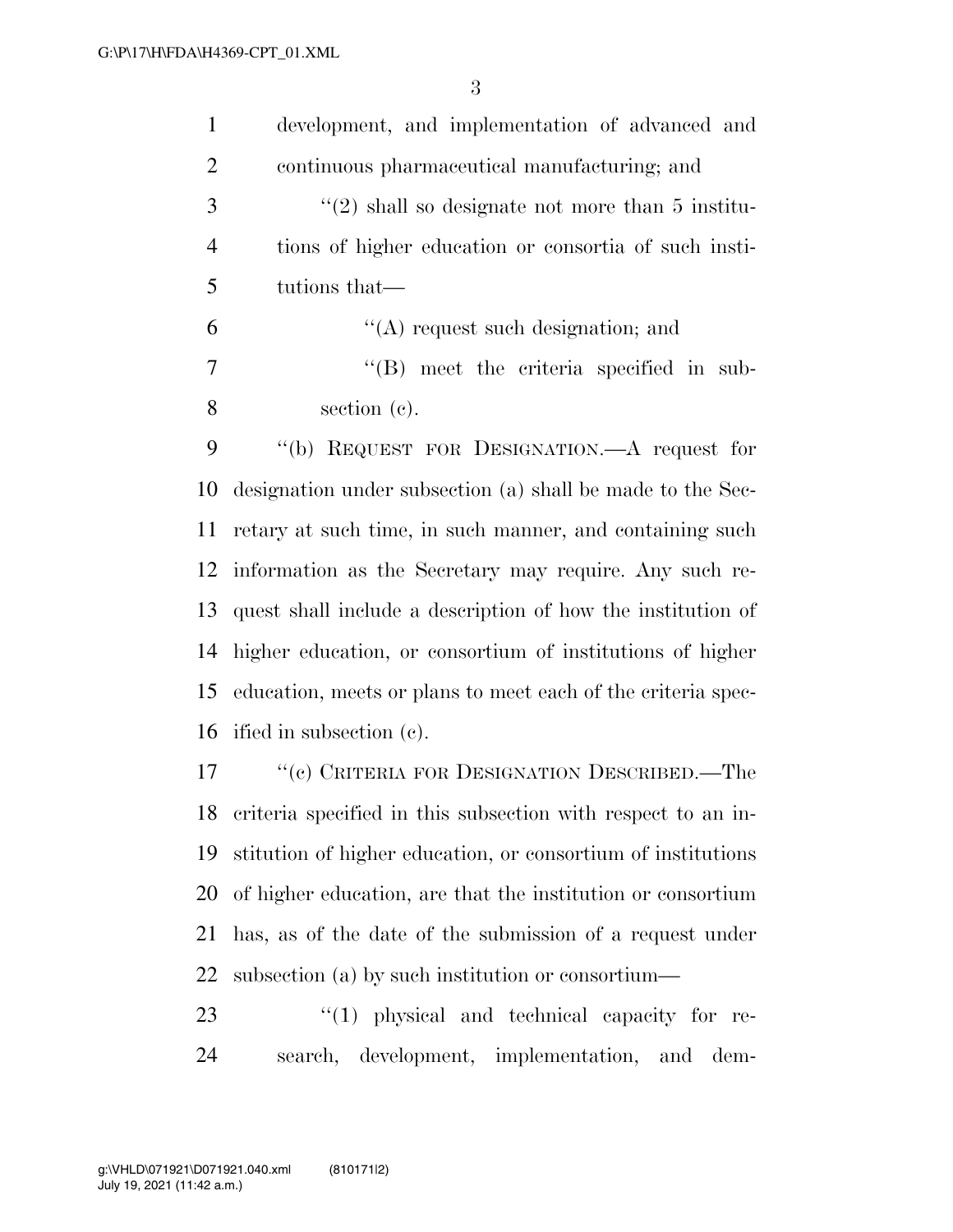development, and implementation of advanced and continuous pharmaceutical manufacturing; and

"(2) shall so designate not more than 5 institutions of higher education or consortia of such institutions that—

"(A) request such designation; and

"(B) meet the criteria specified in subsection (c).

"(b) REQUEST FOR DESIGNATION.—A request for designation under subsection (a) shall be made to the Secretary at such time, in such manner, and containing such information as the Secretary may require. Any such request shall include a description of how the institution of higher education, or consortium of institutions of higher education, meets or plans to meet each of the criteria specified in subsection (c).

"(c) CRITERIA FOR DESIGNATION DESCRIBED.—The criteria specified in this subsection with respect to an institution of higher education, or consortium of institutions of higher education, are that the institution or consortium has, as of the date of the submission of a request under subsection (a) by such institution or consortium—

"(1) physical and technical capacity for research, development, implementation, and dem-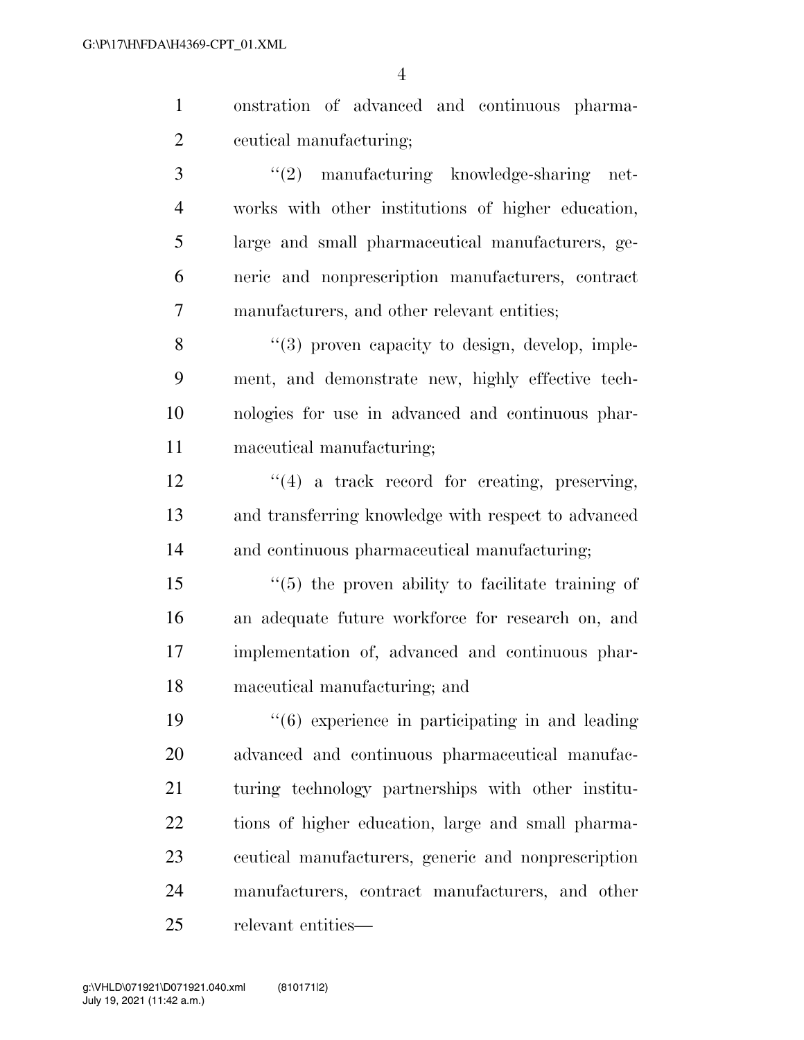onstration of advanced and continuous pharmaceutical manufacturing;

''(2) manufacturing knowledge-sharing networks with other institutions of higher education, large and small pharmaceutical manufacturers, generic and nonprescription manufacturers, contract manufacturers, and other relevant entities;

''(3) proven capacity to design, develop, implement, and demonstrate new, highly effective technologies for use in advanced and continuous pharmaceutical manufacturing;

''(4) a track record for creating, preserving, and transferring knowledge with respect to advanced and continuous pharmaceutical manufacturing;

''(5) the proven ability to facilitate training of an adequate future workforce for research on, and implementation of, advanced and continuous pharmaceutical manufacturing; and

''(6) experience in participating in and leading advanced and continuous pharmaceutical manufacturing technology partnerships with other institutions of higher education, large and small pharmaceutical manufacturers, generic and nonprescription manufacturers, contract manufacturers, and other relevant entities—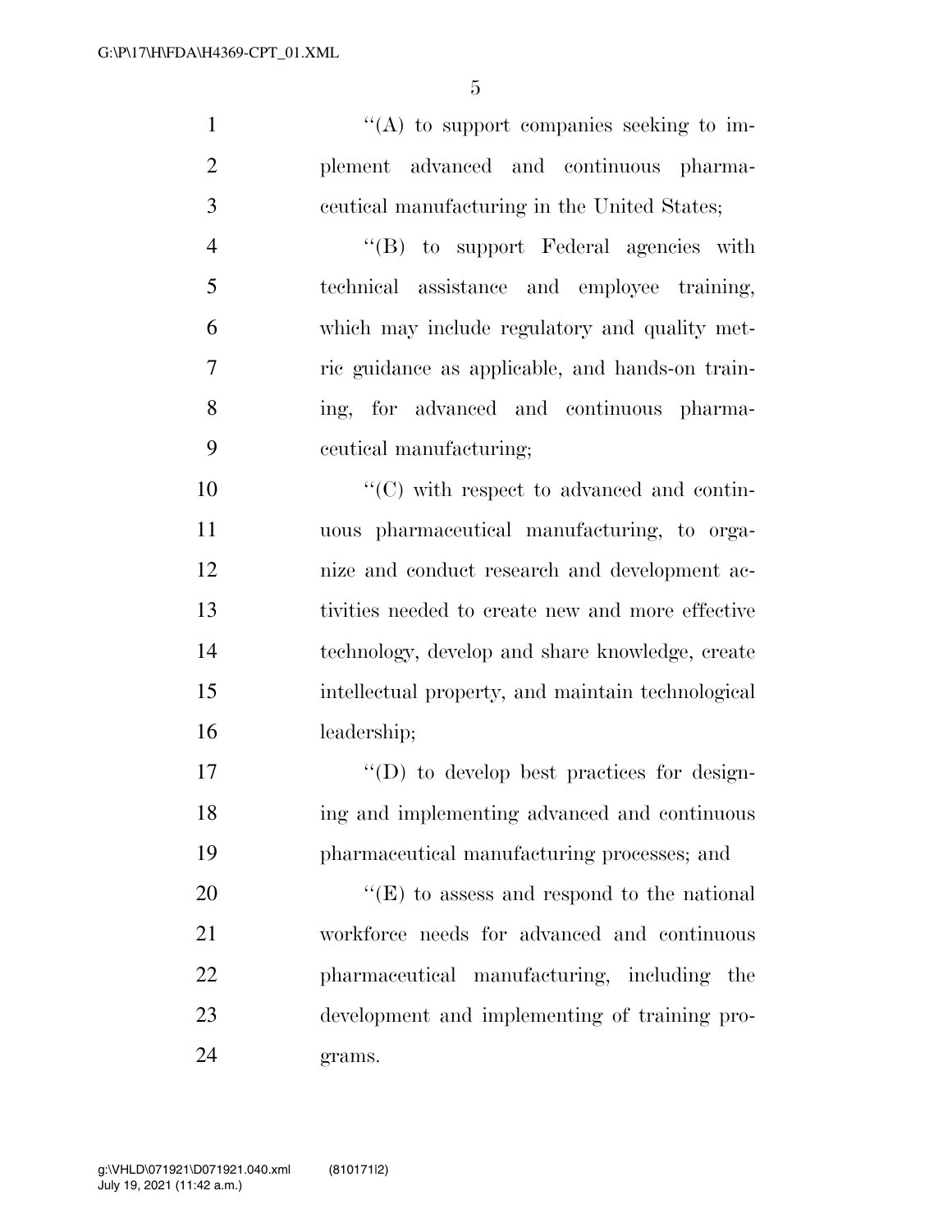''(A) to support companies seeking to implement advanced and continuous pharmaceutical manufacturing in the United States;

''(B) to support Federal agencies with technical assistance and employee training, which may include regulatory and quality metric guidance as applicable, and hands-on training, for advanced and continuous pharmaceutical manufacturing;

''(C) with respect to advanced and continuous pharmaceutical manufacturing, to organize and conduct research and development activities needed to create new and more effective technology, develop and share knowledge, create intellectual property, and maintain technological leadership;

''(D) to develop best practices for designing and implementing advanced and continuous pharmaceutical manufacturing processes; and

''(E) to assess and respond to the national workforce needs for advanced and continuous pharmaceutical manufacturing, including the development and implementing of training programs.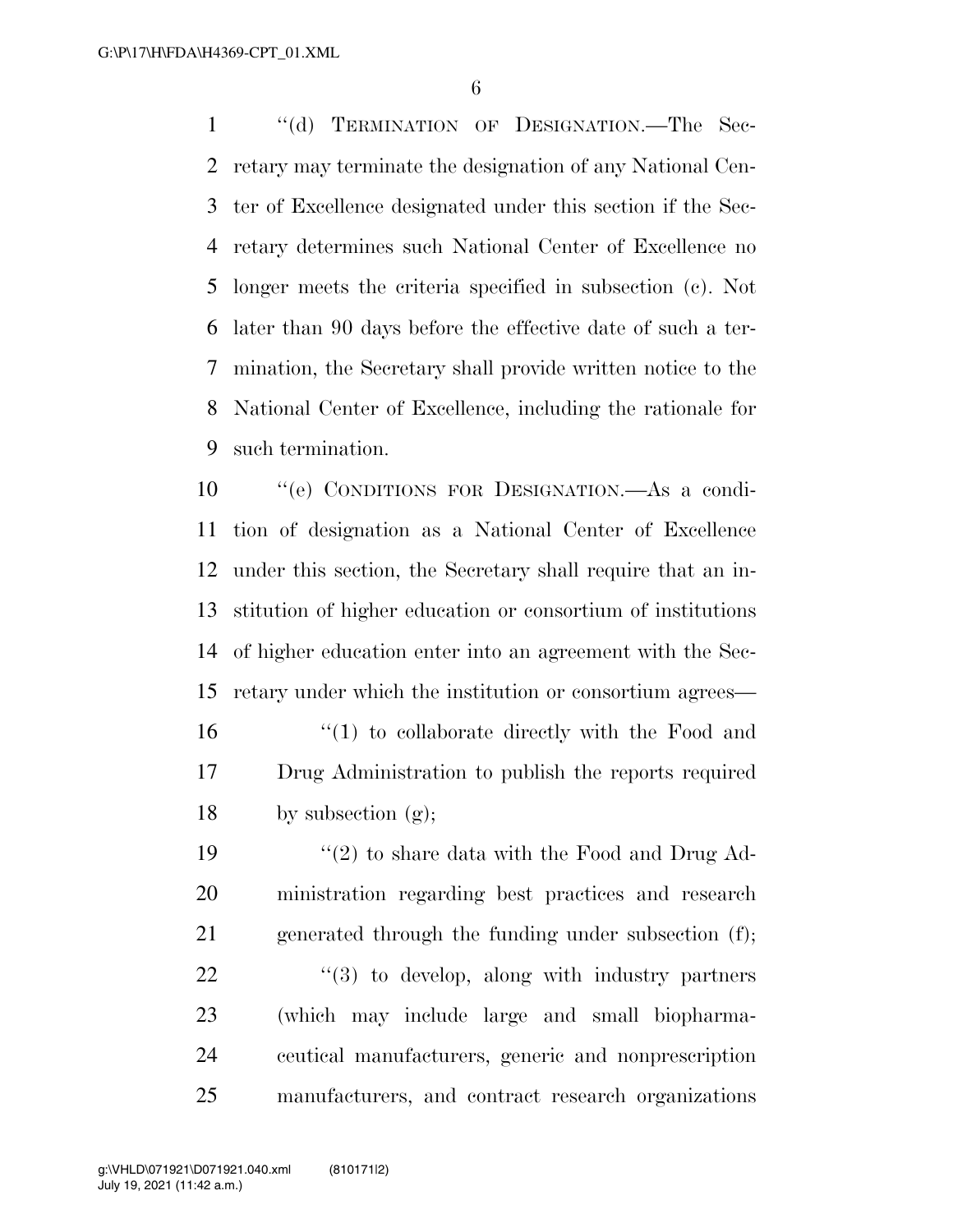"(d) TERMINATION OF DESIGNATION.—The Secretary may terminate the designation of any National Center of Excellence designated under this section if the Secretary determines such National Center of Excellence no longer meets the criteria specified in subsection (c). Not later than 90 days before the effective date of such a termination, the Secretary shall provide written notice to the National Center of Excellence, including the rationale for such termination.

"(e) CONDITIONS FOR DESIGNATION.—As a condition of designation as a National Center of Excellence under this section, the Secretary shall require that an institution of higher education or consortium of institutions of higher education enter into an agreement with the Secretary under which the institution or consortium agrees—

"(1) to collaborate directly with the Food and Drug Administration to publish the reports required by subsection (g);

"(2) to share data with the Food and Drug Administration regarding best practices and research generated through the funding under subsection (f);

"(3) to develop, along with industry partners (which may include large and small biopharmaceutical manufacturers, generic and nonprescription manufacturers, and contract research organizations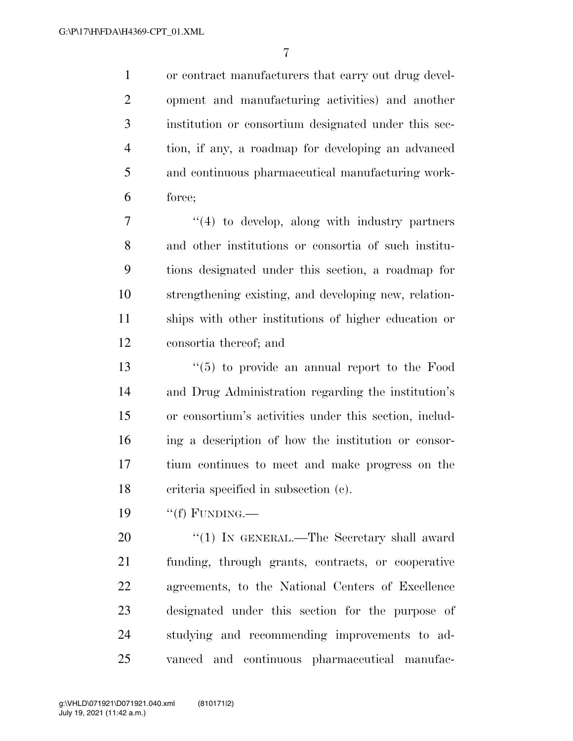or contract manufacturers that carry out drug development and manufacturing activities) and another institution or consortium designated under this section, if any, a roadmap for developing an advanced and continuous pharmaceutical manufacturing workforce;

"(4) to develop, along with industry partners and other institutions or consortia of such institutions designated under this section, a roadmap for strengthening existing, and developing new, relationships with other institutions of higher education or consortia thereof; and

"(5) to provide an annual report to the Food and Drug Administration regarding the institution's or consortium's activities under this section, including a description of how the institution or consortium continues to meet and make progress on the criteria specified in subsection (c).

"(f) FUNDING.—

"(1) IN GENERAL.—The Secretary shall award funding, through grants, contracts, or cooperative agreements, to the National Centers of Excellence designated under this section for the purpose of studying and recommending improvements to advanced and continuous pharmaceutical manufac-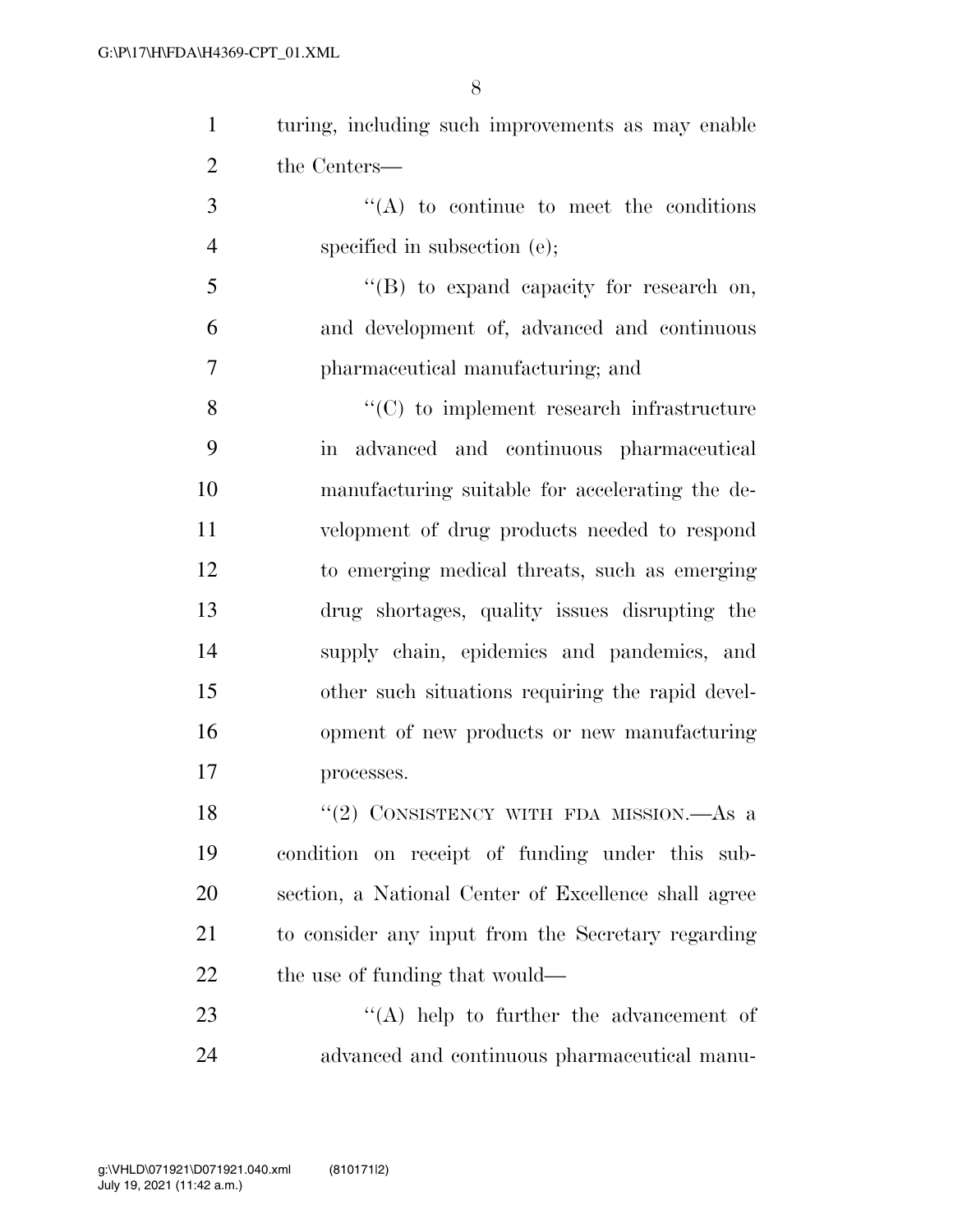turing, including such improvements as may enable the Centers—

''(A) to continue to meet the conditions specified in subsection (e);

''(B) to expand capacity for research on, and development of, advanced and continuous pharmaceutical manufacturing; and

''(C) to implement research infrastructure in advanced and continuous pharmaceutical manufacturing suitable for accelerating the development of drug products needed to respond to emerging medical threats, such as emerging drug shortages, quality issues disrupting the supply chain, epidemics and pandemics, and other such situations requiring the rapid development of new products or new manufacturing processes.

''(2) CONSISTENCY WITH FDA MISSION.—As a condition on receipt of funding under this subsection, a National Center of Excellence shall agree to consider any input from the Secretary regarding the use of funding that would—

''(A) help to further the advancement of advanced and continuous pharmaceutical manu-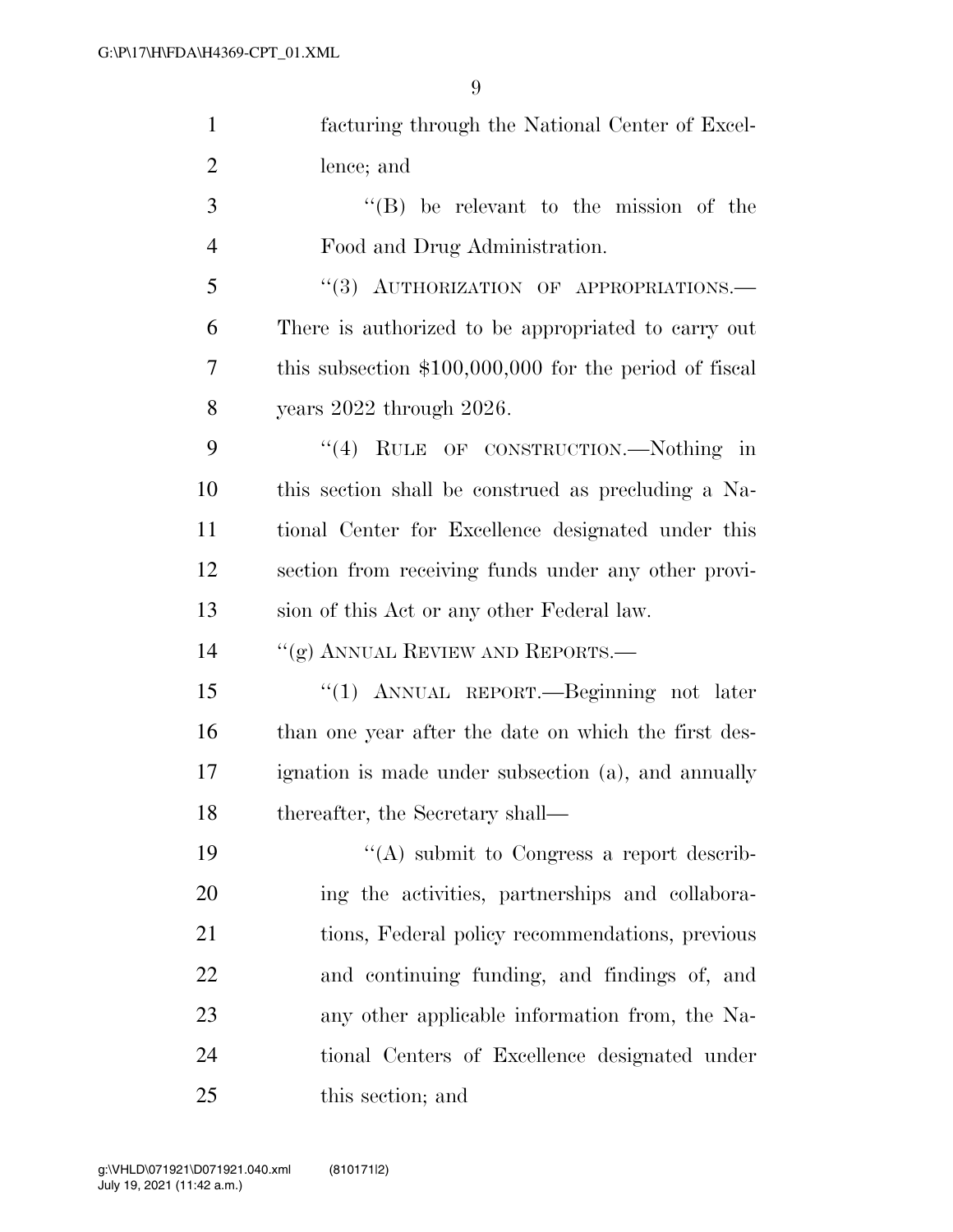facturing through the National Center of Excellence; and

''(B) be relevant to the mission of the Food and Drug Administration.

''(3) AUTHORIZATION OF APPROPRIATIONS.—There is authorized to be appropriated to carry out this subsection $100,000,000 for the period of fiscal years 2022 through 2026.

''(4) RULE OF CONSTRUCTION.—Nothing in this section shall be construed as precluding a National Center for Excellence designated under this section from receiving funds under any other provision of this Act or any other Federal law.

''(g) ANNUAL REVIEW AND REPORTS.—

''(1) ANNUAL REPORT.—Beginning not later than one year after the date on which the first designation is made under subsection (a), and annually thereafter, the Secretary shall—

''(A) submit to Congress a report describing the activities, partnerships and collaborations, Federal policy recommendations, previous and continuing funding, and findings of, and any other applicable information from, the National Centers of Excellence designated under this section; and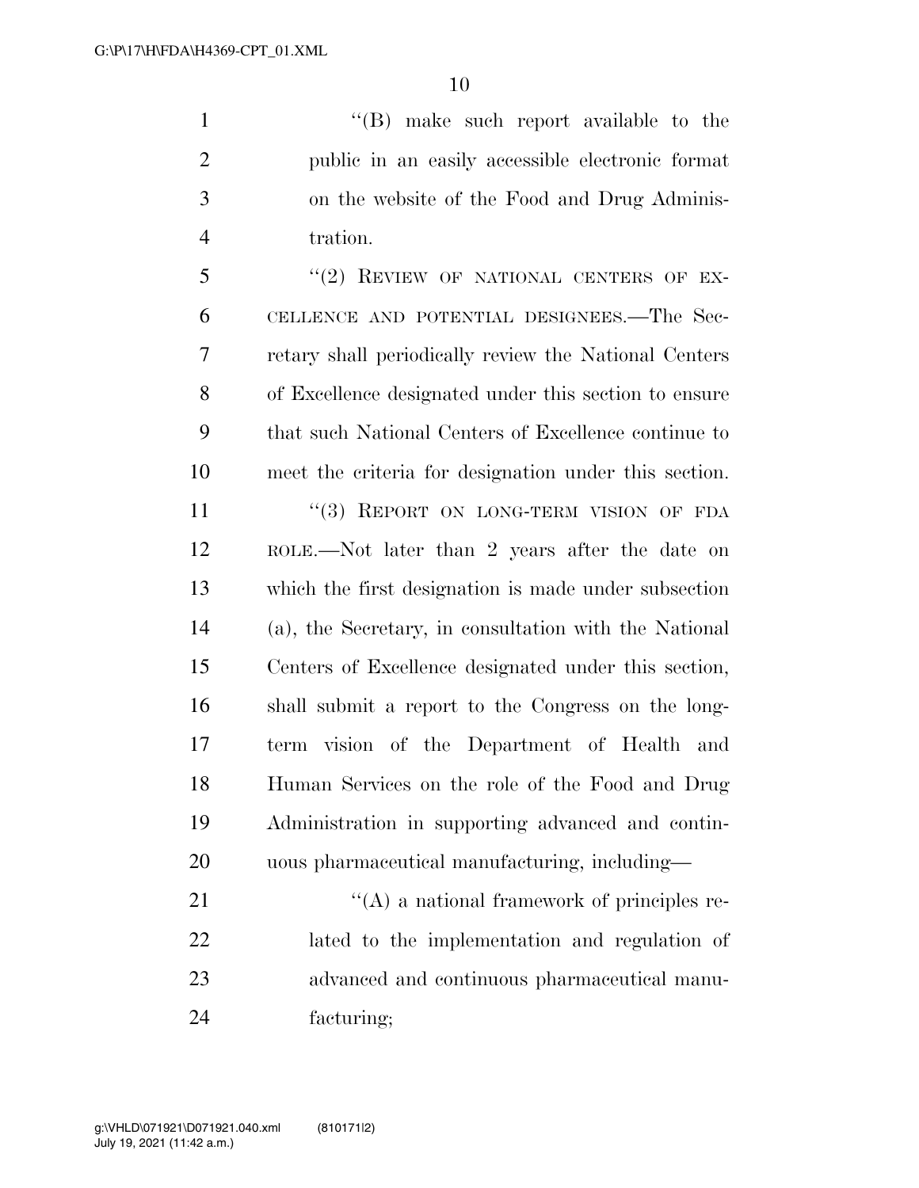"(B) make such report available to the public in an easily accessible electronic format on the website of the Food and Drug Administration.

"(2) REVIEW OF NATIONAL CENTERS OF EXCELLENCE AND POTENTIAL DESIGNEES.—The Secretary shall periodically review the National Centers of Excellence designated under this section to ensure that such National Centers of Excellence continue to meet the criteria for designation under this section.

"(3) REPORT ON LONG-TERM VISION OF FDA ROLE.—Not later than 2 years after the date on which the first designation is made under subsection (a), the Secretary, in consultation with the National Centers of Excellence designated under this section, shall submit a report to the Congress on the long-term vision of the Department of Health and Human Services on the role of the Food and Drug Administration in supporting advanced and continuous pharmaceutical manufacturing, including—

"(A) a national framework of principles related to the implementation and regulation of advanced and continuous pharmaceutical manufacturing;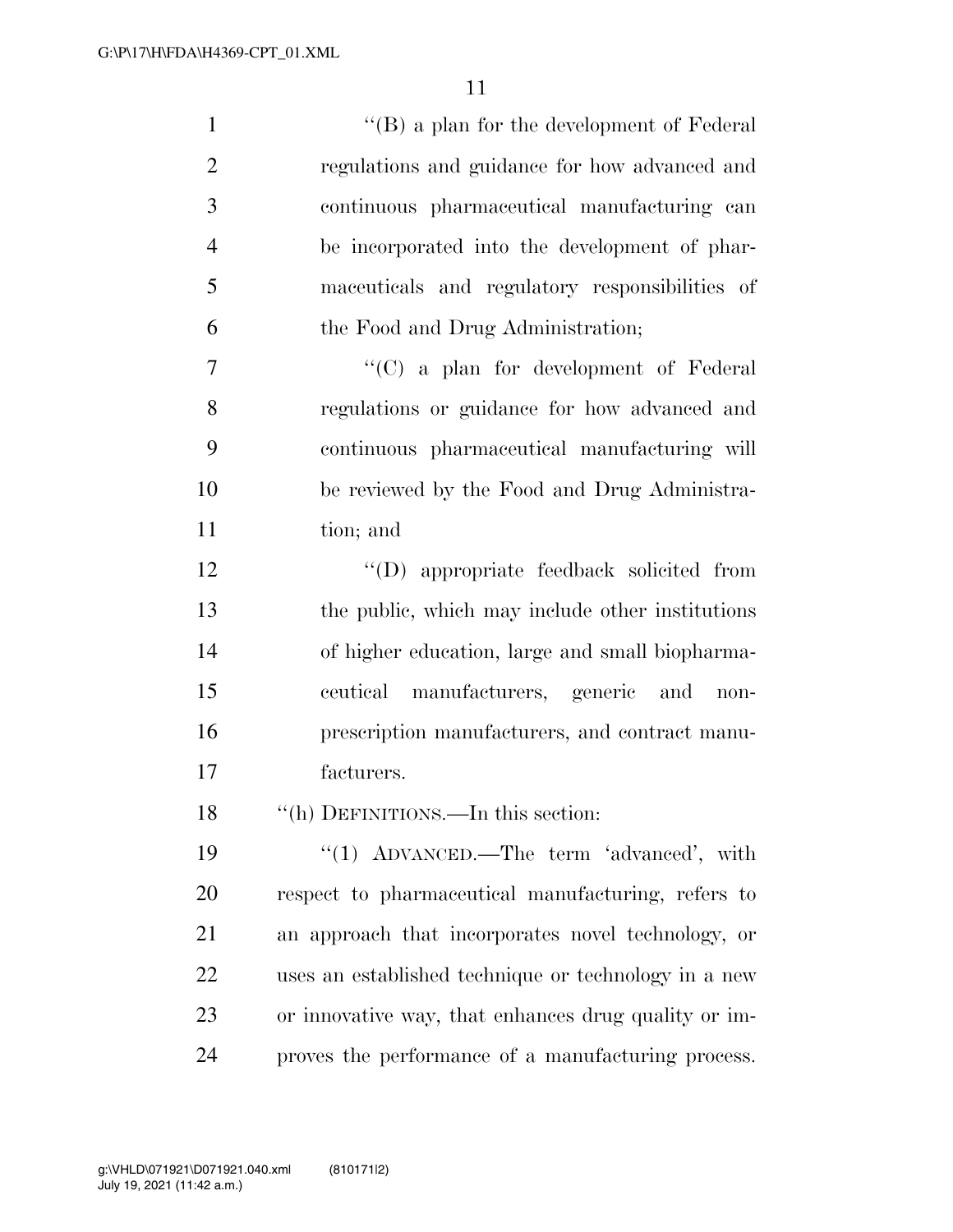''(B) a plan for the development of Federal regulations and guidance for how advanced and continuous pharmaceutical manufacturing can be incorporated into the development of pharmaceuticals and regulatory responsibilities of the Food and Drug Administration;

''(C) a plan for development of Federal regulations or guidance for how advanced and continuous pharmaceutical manufacturing will be reviewed by the Food and Drug Administration; and

''(D) appropriate feedback solicited from the public, which may include other institutions of higher education, large and small biopharmaceutical manufacturers, generic and nonprescription manufacturers, and contract manufacturers.

''(h) DEFINITIONS.—In this section:

''(1) ADVANCED.—The term 'advanced', with respect to pharmaceutical manufacturing, refers to an approach that incorporates novel technology, or uses an established technique or technology in a new or innovative way, that enhances drug quality or improves the performance of a manufacturing process.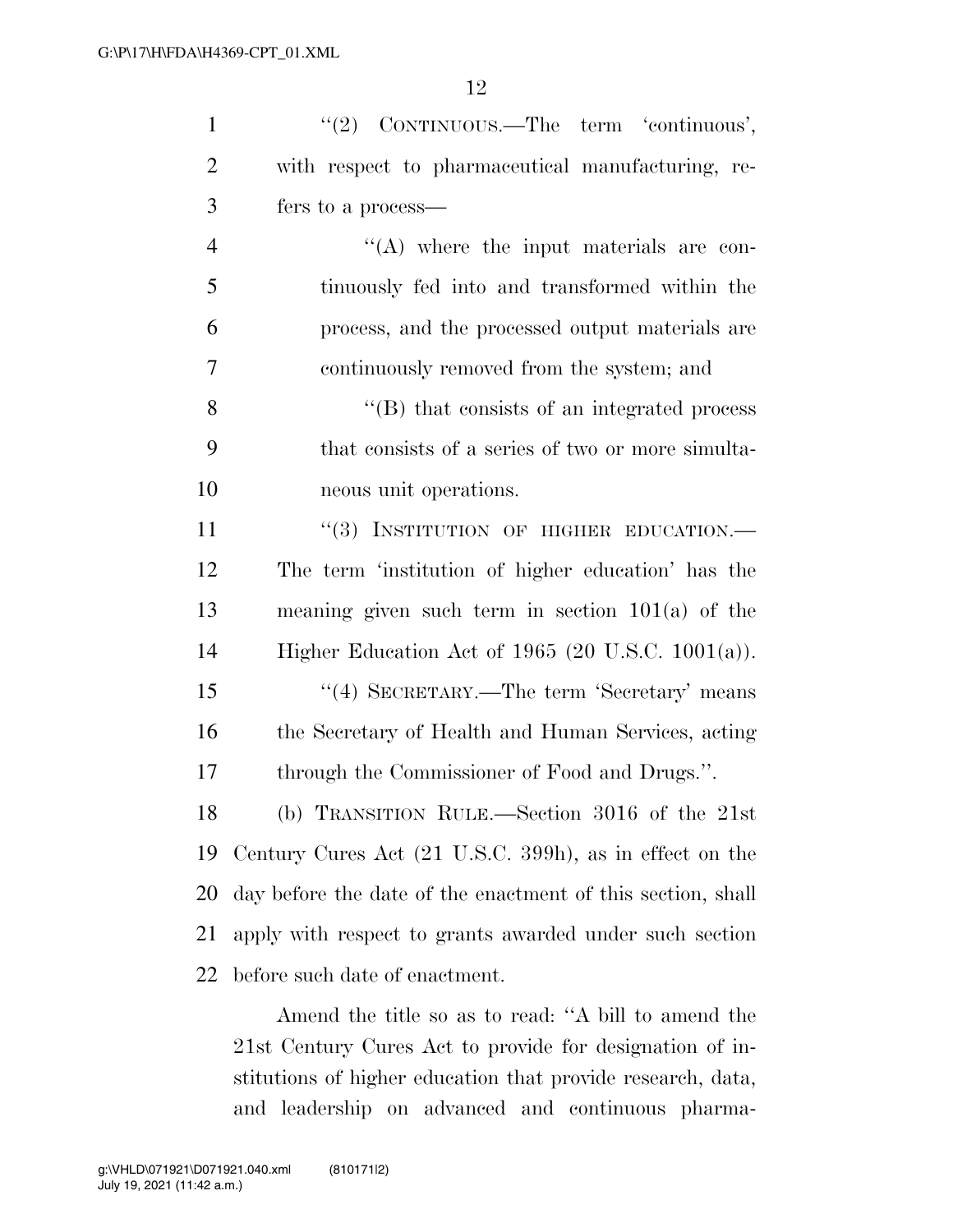''(2) CONTINUOUS.—The term 'continuous', with respect to pharmaceutical manufacturing, refers to a process—

''(A) where the input materials are continuously fed into and transformed within the process, and the processed output materials are continuously removed from the system; and

''(B) that consists of an integrated process that consists of a series of two or more simultaneous unit operations.

''(3) INSTITUTION OF HIGHER EDUCATION.—The term 'institution of higher education' has the meaning given such term in section 101(a) of the Higher Education Act of 1965 (20 U.S.C. 1001(a)).

''(4) SECRETARY.—The term 'Secretary' means the Secretary of Health and Human Services, acting through the Commissioner of Food and Drugs.''.

(b) TRANSITION RULE.—Section 3016 of the 21st Century Cures Act (21 U.S.C. 399h), as in effect on the day before the date of the enactment of this section, shall apply with respect to grants awarded under such section before such date of enactment.

Amend the title so as to read: ''A bill to amend the 21st Century Cures Act to provide for designation of institutions of higher education that provide research, data, and leadership on advanced and continuous pharma-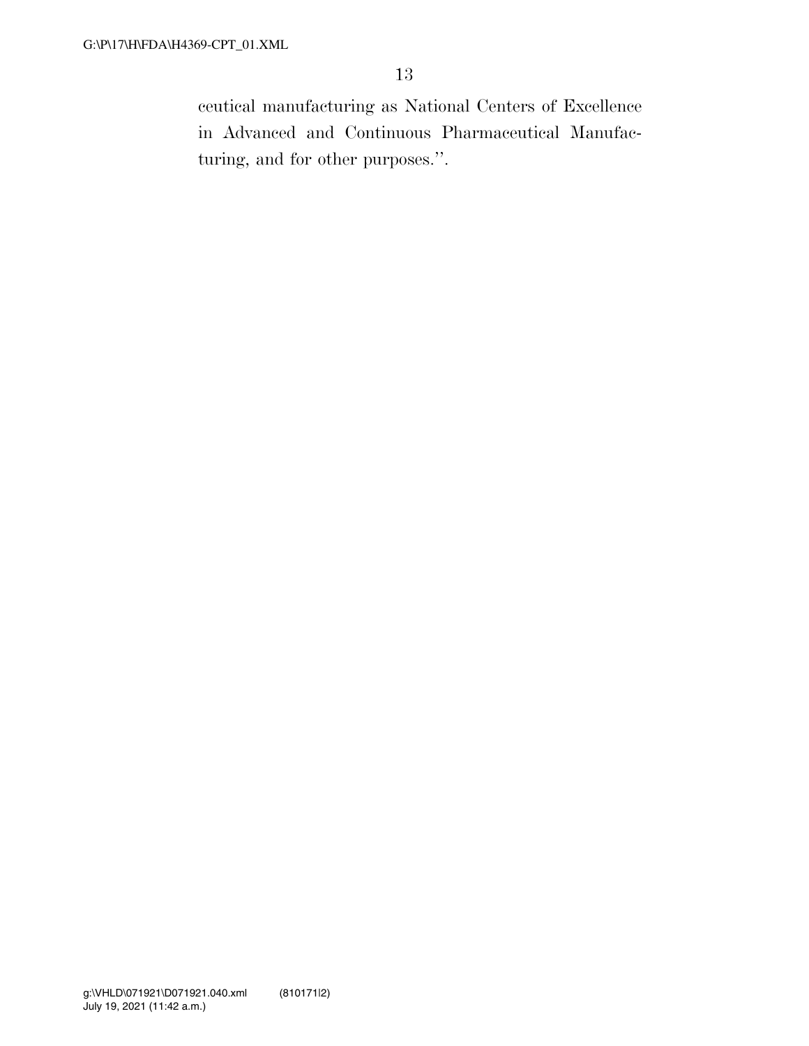ceutical manufacturing as National Centers of Excellence in Advanced and Continuous Pharmaceutical Manufacturing, and for other purposes.''.